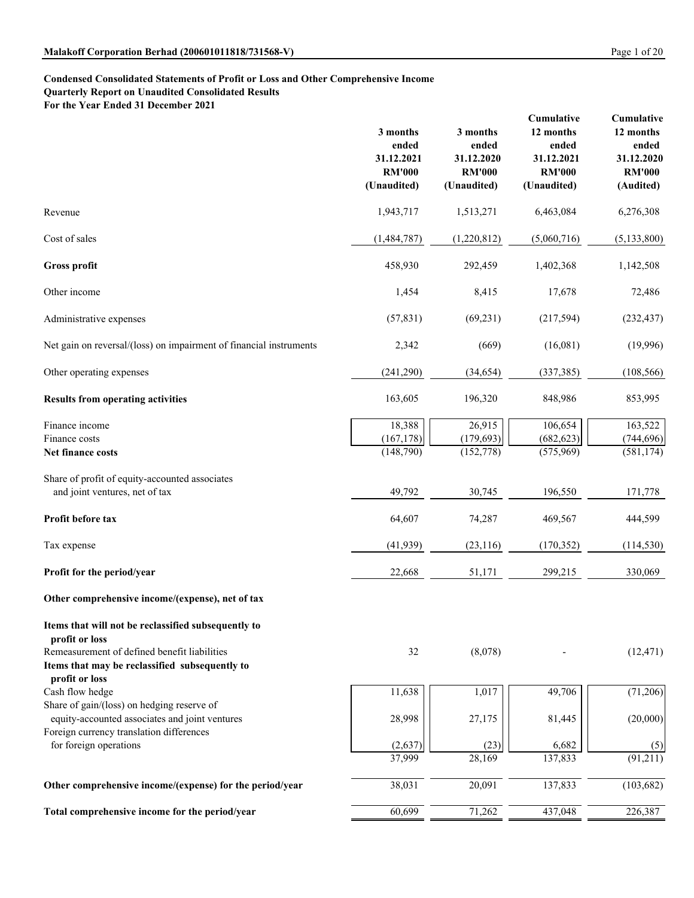**Condensed Consolidated Statements of Profit or Loss and Other Comprehensive Income**
**Quarterly Report on Unaudited Consolidated Results**
**For the Year Ended 31 December 2021**

| | 3 months ended 31.12.2021 RM'000 (Unaudited) | 3 months ended 31.12.2020 RM'000 (Unaudited) | Cumulative 12 months ended 31.12.2021 RM'000 (Unaudited) | Cumulative 12 months ended 31.12.2020 RM'000 (Audited) |
|---|---|---|---|---|
| Revenue | 1,943,717 | 1,513,271 | 6,463,084 | 6,276,308 |
| Cost of sales | (1,484,787) | (1,220,812) | (5,060,716) | (5,133,800) |
| **Gross profit** | 458,930 | 292,459 | 1,402,368 | 1,142,508 |
| Other income | 1,454 | 8,415 | 17,678 | 72,486 |
| Administrative expenses | (57,831) | (69,231) | (217,594) | (232,437) |
| Net gain on reversal/(loss) on impairment of financial instruments | 2,342 | (669) | (16,081) | (19,996) |
| Other operating expenses | (241,290) | (34,654) | (337,385) | (108,566) |
| **Results from operating activities** | 163,605 | 196,320 | 848,986 | 853,995 |
| Finance income | 18,388 | 26,915 | 106,654 | 163,522 |
| Finance costs | (167,178) | (179,693) | (682,623) | (744,696) |
| **Net finance costs** | (148,790) | (152,778) | (575,969) | (581,174) |
| Share of profit of equity-accounted associates and joint ventures, net of tax | 49,792 | 30,745 | 196,550 | 171,778 |
| **Profit before tax** | 64,607 | 74,287 | 469,567 | 444,599 |
| Tax expense | (41,939) | (23,116) | (170,352) | (114,530) |
| **Profit for the period/year** | 22,668 | 51,171 | 299,215 | 330,069 |
| **Other comprehensive income/(expense), net of tax** | | | | |
| **Items that will not be reclassified subsequently to profit or loss** | | | | |
| Remeasurement of defined benefit liabilities | 32 | (8,078) | - | (12,471) |
| **Items that may be reclassified subsequently to profit or loss** | | | | |
| Cash flow hedge | 11,638 | 1,017 | 49,706 | (71,206) |
| Share of gain/(loss) on hedging reserve of equity-accounted associates and joint ventures | 28,998 | 27,175 | 81,445 | (20,000) |
| Foreign currency translation differences for foreign operations | (2,637) | (23) | 6,682 | (5) |
| | 37,999 | 28,169 | 137,833 | (91,211) |
| **Other comprehensive income/(expense) for the period/year** | 38,031 | 20,091 | 137,833 | (103,682) |
| **Total comprehensive income for the period/year** | 60,699 | 71,262 | 437,048 | 226,387 |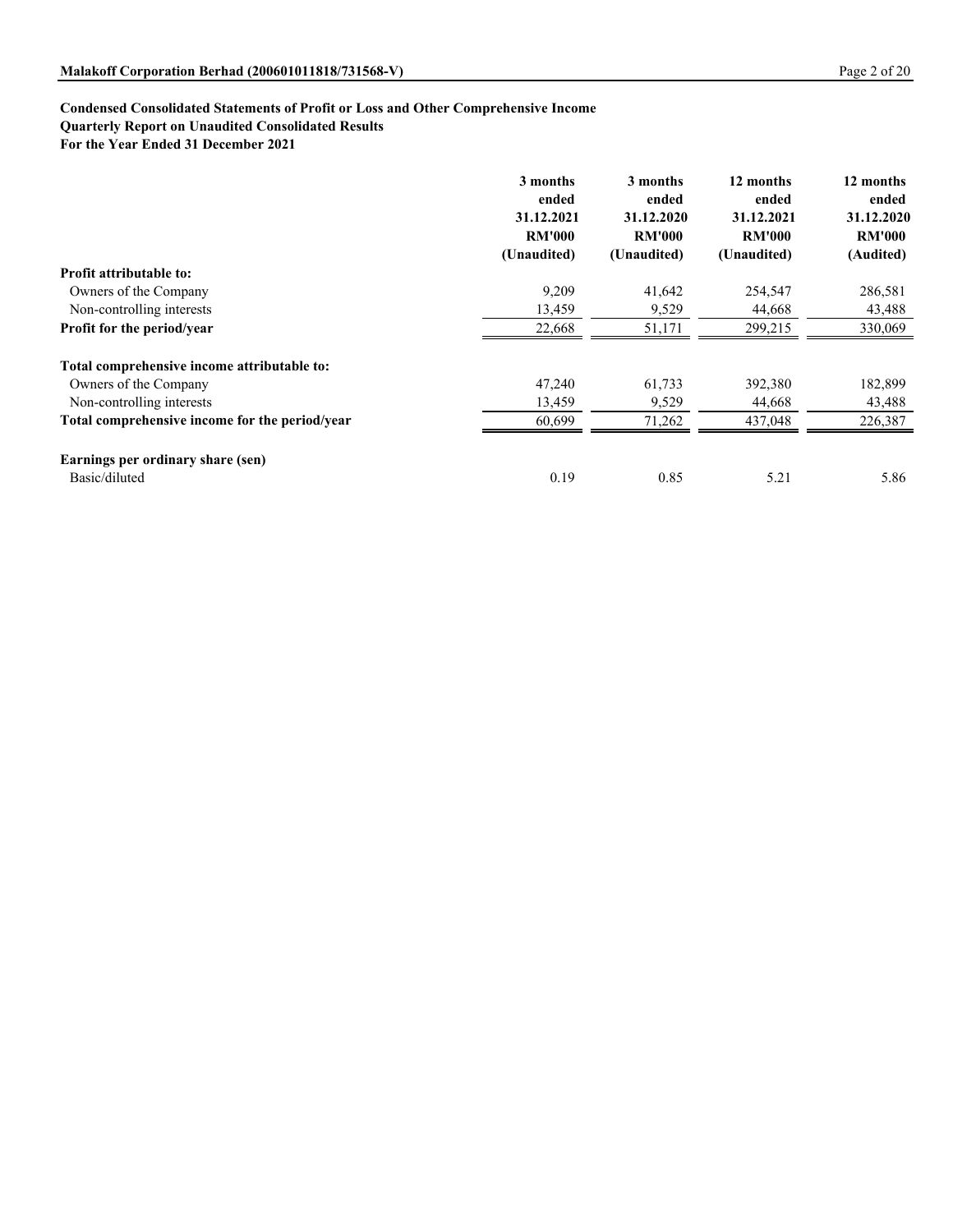**Condensed Consolidated Statements of Profit or Loss and Other Comprehensive Income**
**Quarterly Report on Unaudited Consolidated Results**
**For the Year Ended 31 December 2021**

| | 3 months ended 31.12.2021 RM'000 (Unaudited) | 3 months ended 31.12.2020 RM'000 (Unaudited) | 12 months ended 31.12.2021 RM'000 (Unaudited) | 12 months ended 31.12.2020 RM'000 (Audited) |
|---|---|---|---|---|
| **Profit attributable to:** | | | | |
| Owners of the Company | 9,209 | 41,642 | 254,547 | 286,581 |
| Non-controlling interests | 13,459 | 9,529 | 44,668 | 43,488 |
| **Profit for the period/year** | 22,668 | 51,171 | 299,215 | 330,069 |
| | | | | |
| **Total comprehensive income attributable to:** | | | | |
| Owners of the Company | 47,240 | 61,733 | 392,380 | 182,899 |
| Non-controlling interests | 13,459 | 9,529 | 44,668 | 43,488 |
| **Total comprehensive income for the period/year** | 60,699 | 71,262 | 437,048 | 226,387 |
| | | | | |
| **Earnings per ordinary share (sen)** | | | | |
| Basic/diluted | 0.19 | 0.85 | 5.21 | 5.86 |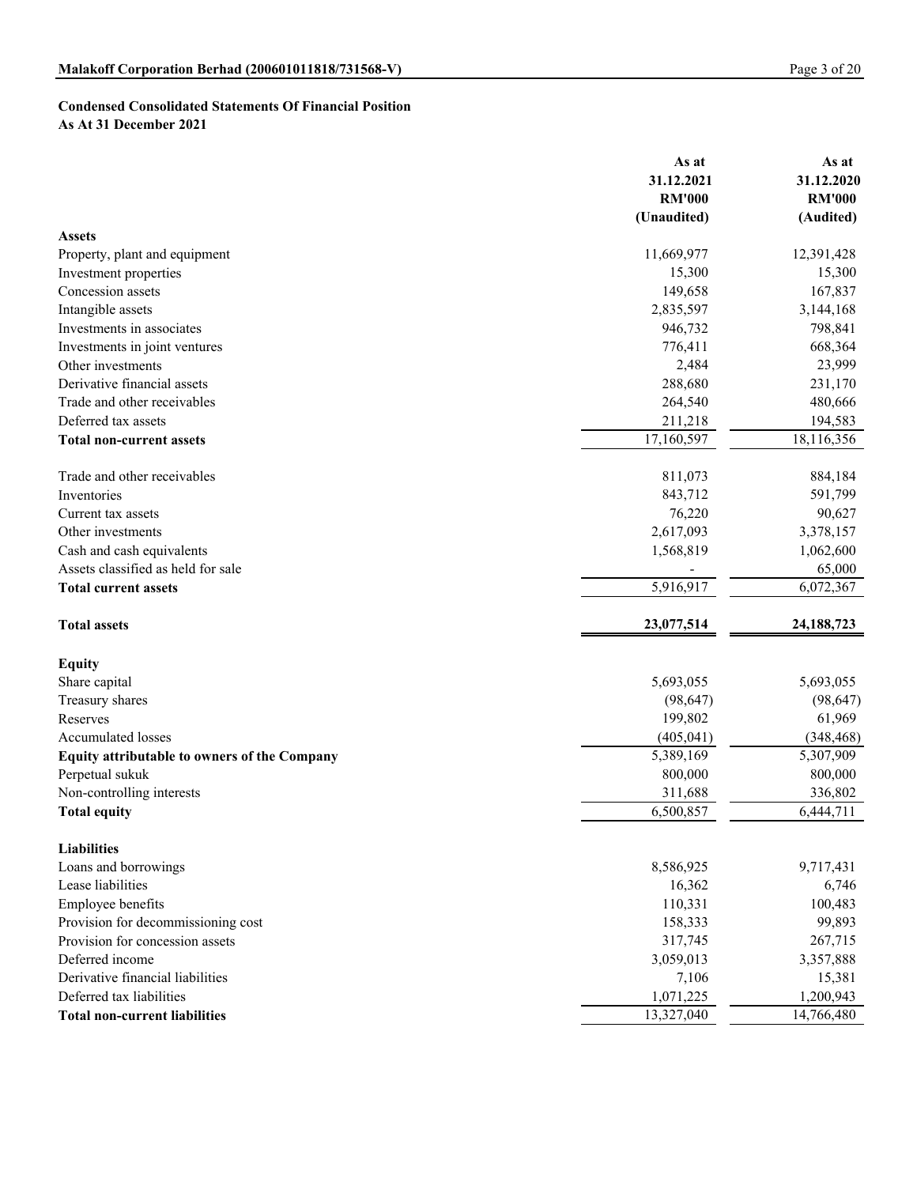**Condensed Consolidated Statements Of Financial Position**
**As At 31 December 2021**

| | As at 31.12.2021 RM'000 (Unaudited) | As at 31.12.2020 RM'000 (Audited) |
|---|---|---|
| **Assets** | | |
| Property, plant and equipment | 11,669,977 | 12,391,428 |
| Investment properties | 15,300 | 15,300 |
| Concession assets | 149,658 | 167,837 |
| Intangible assets | 2,835,597 | 3,144,168 |
| Investments in associates | 946,732 | 798,841 |
| Investments in joint ventures | 776,411 | 668,364 |
| Other investments | 2,484 | 23,999 |
| Derivative financial assets | 288,680 | 231,170 |
| Trade and other receivables | 264,540 | 480,666 |
| Deferred tax assets | 211,218 | 194,583 |
| **Total non-current assets** | 17,160,597 | 18,116,356 |
| | | |
| Trade and other receivables | 811,073 | 884,184 |
| Inventories | 843,712 | 591,799 |
| Current tax assets | 76,220 | 90,627 |
| Other investments | 2,617,093 | 3,378,157 |
| Cash and cash equivalents | 1,568,819 | 1,062,600 |
| Assets classified as held for sale | - | 65,000 |
| **Total current assets** | 5,916,917 | 6,072,367 |
| | | |
| **Total assets** | **23,077,514** | **24,188,723** |
| | | |
| **Equity** | | |
| Share capital | 5,693,055 | 5,693,055 |
| Treasury shares | (98,647) | (98,647) |
| Reserves | 199,802 | 61,969 |
| Accumulated losses | (405,041) | (348,468) |
| **Equity attributable to owners of the Company** | 5,389,169 | 5,307,909 |
| Perpetual sukuk | 800,000 | 800,000 |
| Non-controlling interests | 311,688 | 336,802 |
| **Total equity** | 6,500,857 | 6,444,711 |
| | | |
| **Liabilities** | | |
| Loans and borrowings | 8,586,925 | 9,717,431 |
| Lease liabilities | 16,362 | 6,746 |
| Employee benefits | 110,331 | 100,483 |
| Provision for decommissioning cost | 158,333 | 99,893 |
| Provision for concession assets | 317,745 | 267,715 |
| Deferred income | 3,059,013 | 3,357,888 |
| Derivative financial liabilities | 7,106 | 15,381 |
| Deferred tax liabilities | 1,071,225 | 1,200,943 |
| **Total non-current liabilities** | 13,327,040 | 14,766,480 |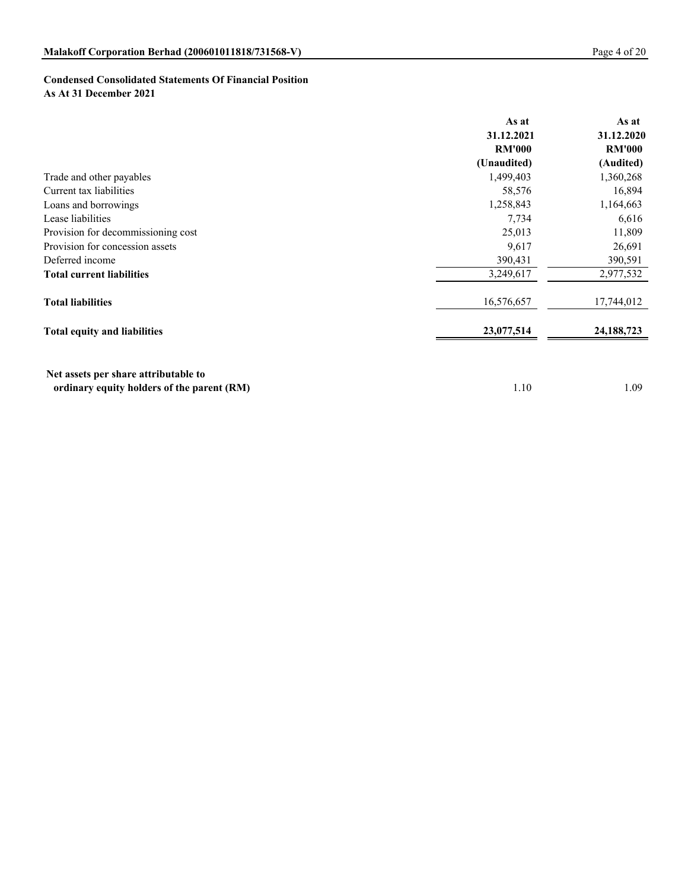**Condensed Consolidated Statements Of Financial Position**
**As At 31 December 2021**

| | As at 31.12.2021 RM'000 (Unaudited) | As at 31.12.2020 RM'000 (Audited) |
|---|---|---|
| Trade and other payables | 1,499,403 | 1,360,268 |
| Current tax liabilities | 58,576 | 16,894 |
| Loans and borrowings | 1,258,843 | 1,164,663 |
| Lease liabilities | 7,734 | 6,616 |
| Provision for decommissioning cost | 25,013 | 11,809 |
| Provision for concession assets | 9,617 | 26,691 |
| Deferred income | 390,431 | 390,591 |
| **Total current liabilities** | 3,249,617 | 2,977,532 |
| **Total liabilities** | 16,576,657 | 17,744,012 |
| **Total equity and liabilities** | **23,077,514** | **24,188,723** |
| **Net assets per share attributable to ordinary equity holders of the parent (RM)** | 1.10 | 1.09 |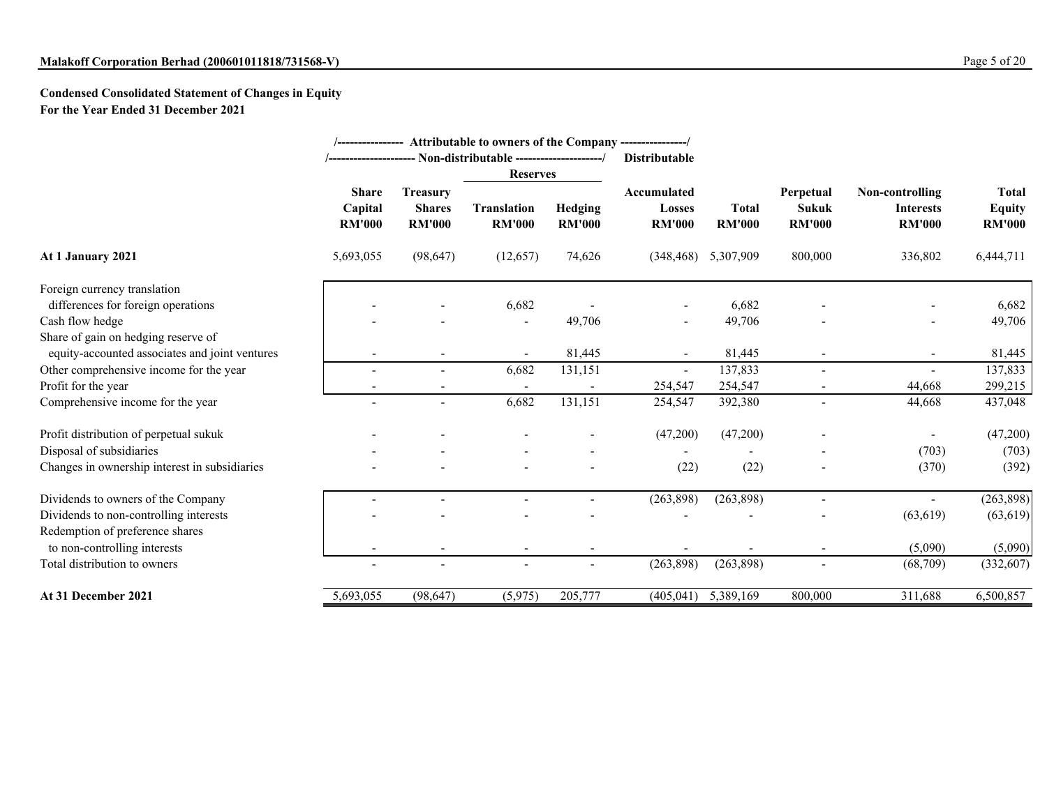**Malakoff Corporation Berhad (200601011818/731568-V)**

**Condensed Consolidated Statement of Changes in Equity**
**For the Year Ended 31 December 2021**

| | /---- Attributable to owners of the Company ----/ | | | | | | | | |
|---|---|---|---|---|---|---|---|---|---|
| | /---- Non-distributable ----/ | | | | Distributable | | | | |
| | | | Reserves | | | | | | |
| | Share Capital RM'000 | Treasury Shares RM'000 | Translation RM'000 | Hedging RM'000 | Accumulated Losses RM'000 | Total RM'000 | Perpetual Sukuk RM'000 | Non-controlling Interests RM'000 | Total Equity RM'000 |
| **At 1 January 2021** | 5,693,055 | (98,647) | (12,657) | 74,626 | (348,468) | 5,307,909 | 800,000 | 336,802 | 6,444,711 |
| Foreign currency translation differences for foreign operations | - | - | 6,682 | - | - | 6,682 | - | - | 6,682 |
| Cash flow hedge | - | - | - | 49,706 | - | 49,706 | - | - | 49,706 |
| Share of gain on hedging reserve of equity-accounted associates and joint ventures | - | - | - | 81,445 | - | 81,445 | - | - | 81,445 |
| Other comprehensive income for the year | - | - | 6,682 | 131,151 | - | 137,833 | - | - | 137,833 |
| Profit for the year | - | - | - | - | 254,547 | 254,547 | - | 44,668 | 299,215 |
| Comprehensive income for the year | - | - | 6,682 | 131,151 | 254,547 | 392,380 | - | 44,668 | 437,048 |
| Profit distribution of perpetual sukuk | - | - | - | - | (47,200) | (47,200) | - | - | (47,200) |
| Disposal of subsidiaries | - | - | - | - | - | - | - | (703) | (703) |
| Changes in ownership interest in subsidiaries | - | - | - | - | (22) | (22) | - | (370) | (392) |
| Dividends to owners of the Company | - | - | - | - | (263,898) | (263,898) | - | - | (263,898) |
| Dividends to non-controlling interests | - | - | - | - | - | - | - | (63,619) | (63,619) |
| Redemption of preference shares to non-controlling interests | - | - | - | - | - | - | - | (5,090) | (5,090) |
| Total distribution to owners | - | - | - | - | (263,898) | (263,898) | - | (68,709) | (332,607) |
| **At 31 December 2021** | 5,693,055 | (98,647) | (5,975) | 205,777 | (405,041) | 5,389,169 | 800,000 | 311,688 | 6,500,857 |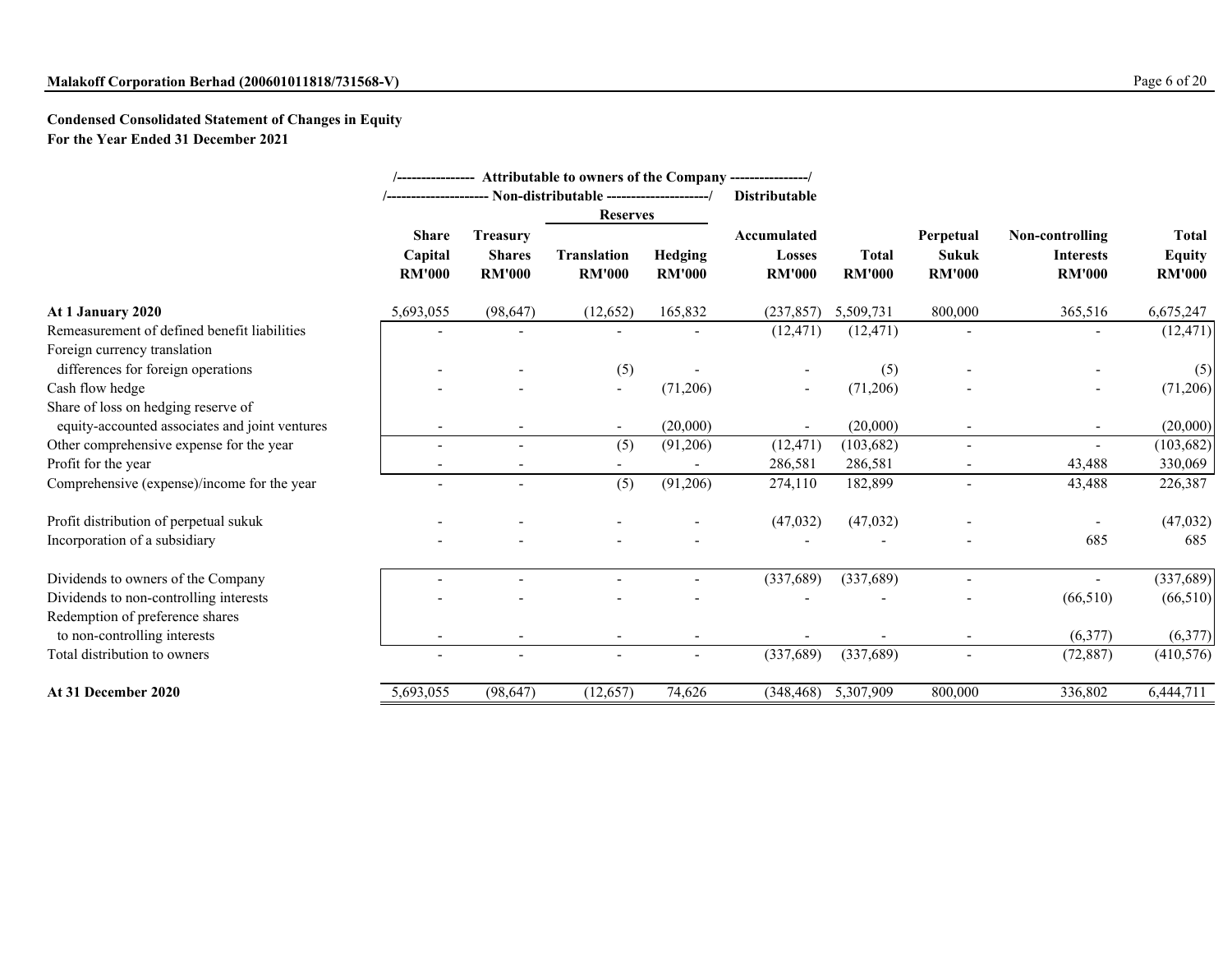**Condensed Consolidated Statement of Changes in Equity**
**For the Year Ended 31 December 2021**

| | Attributable to owners of the Company | | | | | | | | |
|---|---|---|---|---|---|---|---|---|---|
| | Non-distributable | | | | Distributable | | | | |
| | | | Reserves | | | | | | |
| | Share Capital RM'000 | Treasury Shares RM'000 | Translation RM'000 | Hedging RM'000 | Accumulated Losses RM'000 | Total RM'000 | Perpetual Sukuk RM'000 | Non-controlling Interests RM'000 | Total Equity RM'000 |
| **At 1 January 2020** | 5,693,055 | (98,647) | (12,652) | 165,832 | (237,857) | 5,509,731 | 800,000 | 365,516 | 6,675,247 |
| Remeasurement of defined benefit liabilities | - | - | - | - | (12,471) | (12,471) | - | - | (12,471) |
| Foreign currency translation differences for foreign operations | - | - | (5) | - | - | (5) | - | - | (5) |
| Cash flow hedge | - | - | - | (71,206) | - | (71,206) | - | - | (71,206) |
| Share of loss on hedging reserve of equity-accounted associates and joint ventures | - | - | - | (20,000) | - | (20,000) | - | - | (20,000) |
| Other comprehensive expense for the year | - | - | (5) | (91,206) | (12,471) | (103,682) | - | - | (103,682) |
| Profit for the year | - | - | - | - | 286,581 | 286,581 | - | 43,488 | 330,069 |
| Comprehensive (expense)/income for the year | - | - | (5) | (91,206) | 274,110 | 182,899 | - | 43,488 | 226,387 |
| Profit distribution of perpetual sukuk | - | - | - | - | (47,032) | (47,032) | - | - | (47,032) |
| Incorporation of a subsidiary | - | - | - | - | - | - | - | 685 | 685 |
| Dividends to owners of the Company | - | - | - | - | (337,689) | (337,689) | - | - | (337,689) |
| Dividends to non-controlling interests | - | - | - | - | - | - | - | (66,510) | (66,510) |
| Redemption of preference shares to non-controlling interests | - | - | - | - | - | - | - | (6,377) | (6,377) |
| Total distribution to owners | - | - | - | - | (337,689) | (337,689) | - | (72,887) | (410,576) |
| **At 31 December 2020** | 5,693,055 | (98,647) | (12,657) | 74,626 | (348,468) | 5,307,909 | 800,000 | 336,802 | 6,444,711 |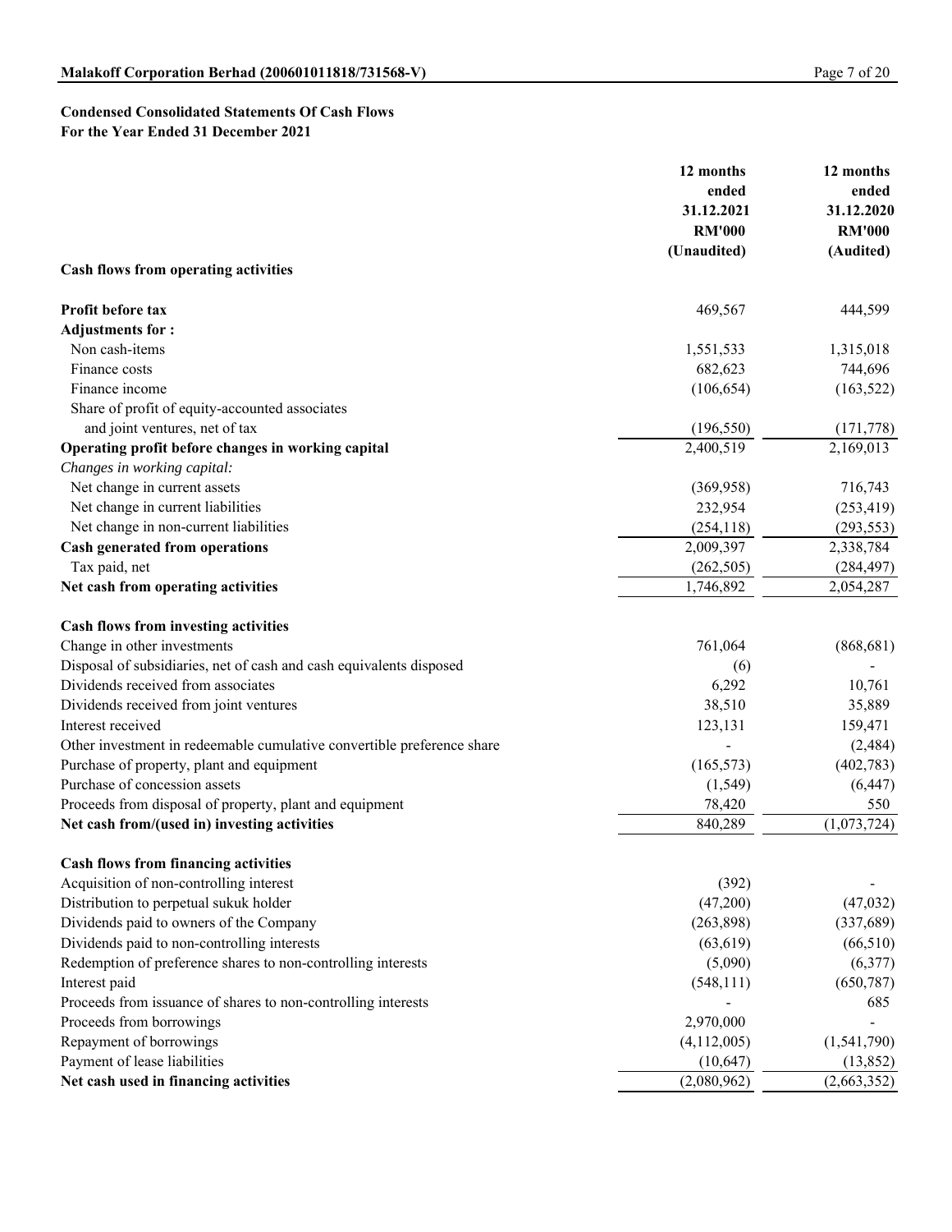## Condensed Consolidated Statements Of Cash Flows
**For the Year Ended 31 December 2021**

| | 12 months ended 31.12.2021 RM'000 (Unaudited) | 12 months ended 31.12.2020 RM'000 (Audited) |
|---|---|---|
| **Cash flows from operating activities** | | |
| **Profit before tax** | 469,567 | 444,599 |
| **Adjustments for :** | | |
| Non cash-items | 1,551,533 | 1,315,018 |
| Finance costs | 682,623 | 744,696 |
| Finance income | (106,654) | (163,522) |
| Share of profit of equity-accounted associates and joint ventures, net of tax | (196,550) | (171,778) |
| **Operating profit before changes in working capital** | 2,400,519 | 2,169,013 |
| *Changes in working capital:* | | |
| Net change in current assets | (369,958) | 716,743 |
| Net change in current liabilities | 232,954 | (253,419) |
| Net change in non-current liabilities | (254,118) | (293,553) |
| **Cash generated from operations** | 2,009,397 | 2,338,784 |
| Tax paid, net | (262,505) | (284,497) |
| **Net cash from operating activities** | 1,746,892 | 2,054,287 |
| **Cash flows from investing activities** | | |
| Change in other investments | 761,064 | (868,681) |
| Disposal of subsidiaries, net of cash and cash equivalents disposed | (6) | - |
| Dividends received from associates | 6,292 | 10,761 |
| Dividends received from joint ventures | 38,510 | 35,889 |
| Interest received | 123,131 | 159,471 |
| Other investment in redeemable cumulative convertible preference share | - | (2,484) |
| Purchase of property, plant and equipment | (165,573) | (402,783) |
| Purchase of concession assets | (1,549) | (6,447) |
| Proceeds from disposal of property, plant and equipment | 78,420 | 550 |
| **Net cash from/(used in) investing activities** | 840,289 | (1,073,724) |
| **Cash flows from financing activities** | | |
| Acquisition of non-controlling interest | (392) | - |
| Distribution to perpetual sukuk holder | (47,200) | (47,032) |
| Dividends paid to owners of the Company | (263,898) | (337,689) |
| Dividends paid to non-controlling interests | (63,619) | (66,510) |
| Redemption of preference shares to non-controlling interests | (5,090) | (6,377) |
| Interest paid | (548,111) | (650,787) |
| Proceeds from issuance of shares to non-controlling interests | - | 685 |
| Proceeds from borrowings | 2,970,000 | - |
| Repayment of borrowings | (4,112,005) | (1,541,790) |
| Payment of lease liabilities | (10,647) | (13,852) |
| **Net cash used in financing activities** | (2,080,962) | (2,663,352) |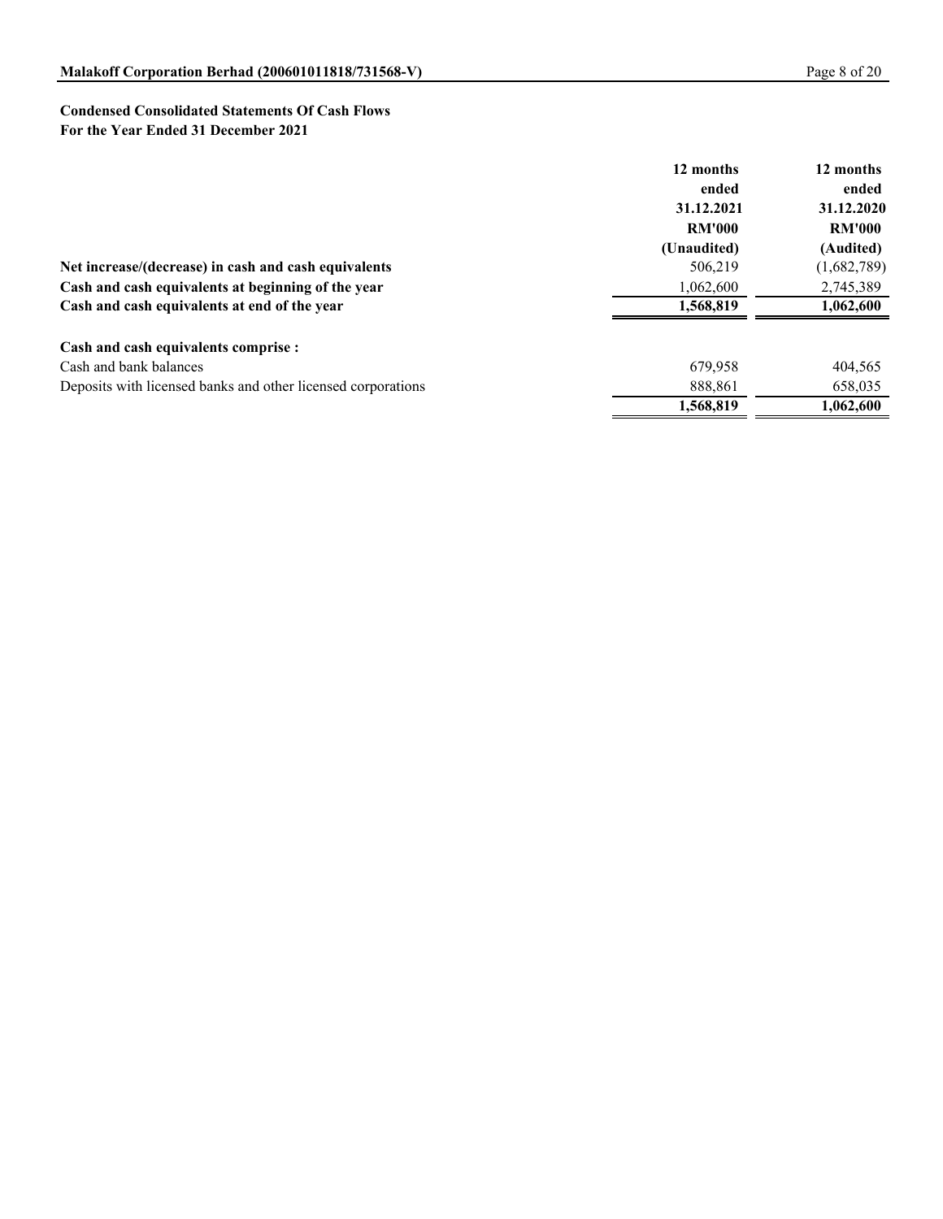**Condensed Consolidated Statements Of Cash Flows**
**For the Year Ended 31 December 2021**

| | 12 months ended 31.12.2021 RM'000 (Unaudited) | 12 months ended 31.12.2020 RM'000 (Audited) |
|---|---|---|
| **Net increase/(decrease) in cash and cash equivalents** | 506,219 | (1,682,789) |
| **Cash and cash equivalents at beginning of the year** | 1,062,600 | 2,745,389 |
| **Cash and cash equivalents at end of the year** | **1,568,819** | **1,062,600** |
| | | |
| **Cash and cash equivalents comprise :** | | |
| Cash and bank balances | 679,958 | 404,565 |
| Deposits with licensed banks and other licensed corporations | 888,861 | 658,035 |
| | **1,568,819** | **1,062,600** |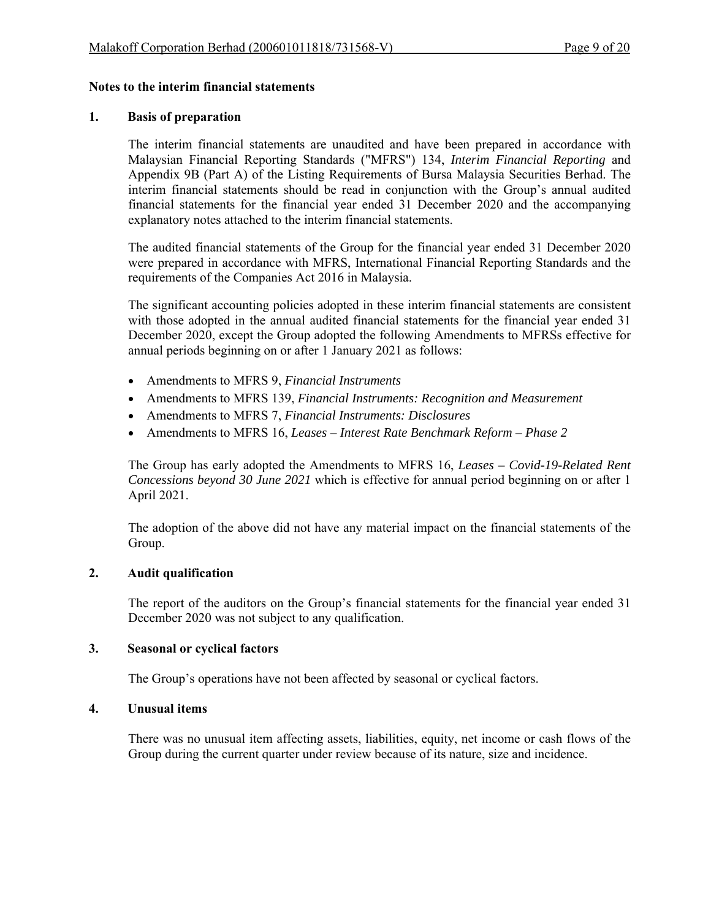## Notes to the interim financial statements

### 1. Basis of preparation

The interim financial statements are unaudited and have been prepared in accordance with Malaysian Financial Reporting Standards ("MFRS") 134, *Interim Financial Reporting* and Appendix 9B (Part A) of the Listing Requirements of Bursa Malaysia Securities Berhad. The interim financial statements should be read in conjunction with the Group's annual audited financial statements for the financial year ended 31 December 2020 and the accompanying explanatory notes attached to the interim financial statements.

The audited financial statements of the Group for the financial year ended 31 December 2020 were prepared in accordance with MFRS, International Financial Reporting Standards and the requirements of the Companies Act 2016 in Malaysia.

The significant accounting policies adopted in these interim financial statements are consistent with those adopted in the annual audited financial statements for the financial year ended 31 December 2020, except the Group adopted the following Amendments to MFRSs effective for annual periods beginning on or after 1 January 2021 as follows:

- Amendments to MFRS 9, *Financial Instruments*
- Amendments to MFRS 139, *Financial Instruments: Recognition and Measurement*
- Amendments to MFRS 7, *Financial Instruments: Disclosures*
- Amendments to MFRS 16, *Leases – Interest Rate Benchmark Reform – Phase 2*

The Group has early adopted the Amendments to MFRS 16, *Leases – Covid-19-Related Rent Concessions beyond 30 June 2021* which is effective for annual period beginning on or after 1 April 2021.

The adoption of the above did not have any material impact on the financial statements of the Group.

### 2. Audit qualification

The report of the auditors on the Group's financial statements for the financial year ended 31 December 2020 was not subject to any qualification.

### 3. Seasonal or cyclical factors

The Group's operations have not been affected by seasonal or cyclical factors.

### 4. Unusual items

There was no unusual item affecting assets, liabilities, equity, net income or cash flows of the Group during the current quarter under review because of its nature, size and incidence.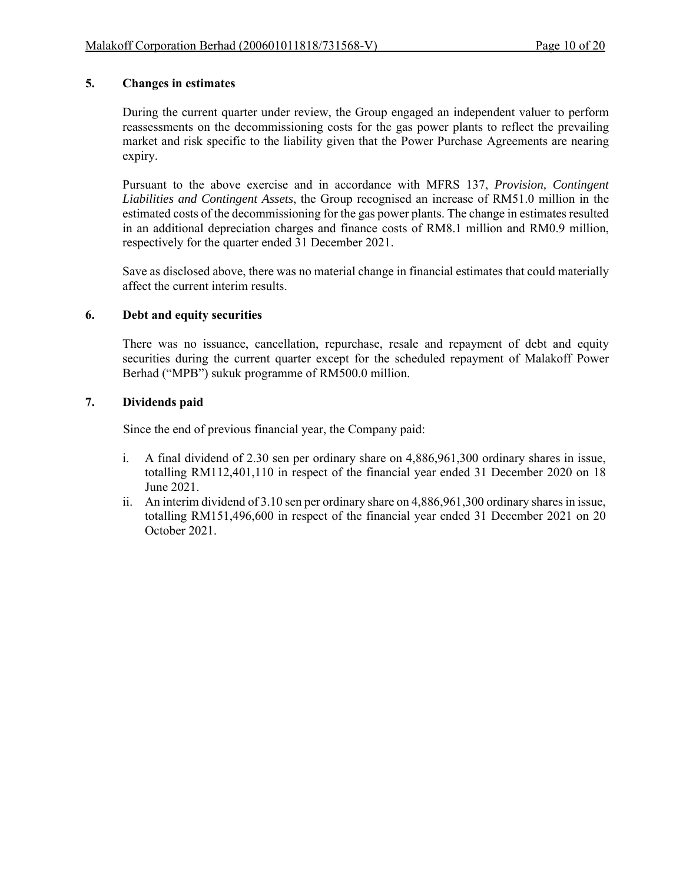### 5. Changes in estimates

During the current quarter under review, the Group engaged an independent valuer to perform reassessments on the decommissioning costs for the gas power plants to reflect the prevailing market and risk specific to the liability given that the Power Purchase Agreements are nearing expiry.

Pursuant to the above exercise and in accordance with MFRS 137, *Provision, Contingent Liabilities and Contingent Assets*, the Group recognised an increase of RM51.0 million in the estimated costs of the decommissioning for the gas power plants. The change in estimates resulted in an additional depreciation charges and finance costs of RM8.1 million and RM0.9 million, respectively for the quarter ended 31 December 2021.

Save as disclosed above, there was no material change in financial estimates that could materially affect the current interim results.

### 6. Debt and equity securities

There was no issuance, cancellation, repurchase, resale and repayment of debt and equity securities during the current quarter except for the scheduled repayment of Malakoff Power Berhad ("MPB") sukuk programme of RM500.0 million.

### 7. Dividends paid

Since the end of previous financial year, the Company paid:

i. A final dividend of 2.30 sen per ordinary share on 4,886,961,300 ordinary shares in issue, totalling RM112,401,110 in respect of the financial year ended 31 December 2020 on 18 June 2021.
ii. An interim dividend of 3.10 sen per ordinary share on 4,886,961,300 ordinary shares in issue, totalling RM151,496,600 in respect of the financial year ended 31 December 2021 on 20 October 2021.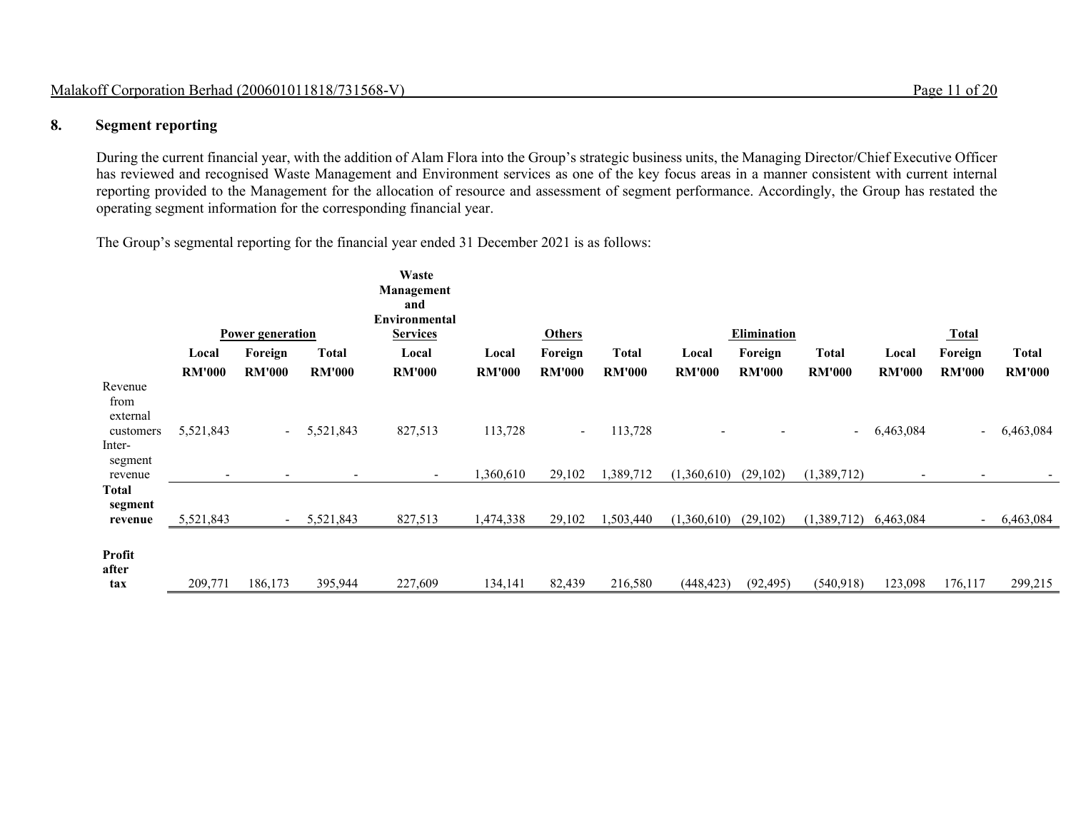## 8. Segment reporting

During the current financial year, with the addition of Alam Flora into the Group's strategic business units, the Managing Director/Chief Executive Officer has reviewed and recognised Waste Management and Environment services as one of the key focus areas in a manner consistent with current internal reporting provided to the Management for the allocation of resource and assessment of segment performance. Accordingly, the Group has restated the operating segment information for the corresponding financial year.

The Group's segmental reporting for the financial year ended 31 December 2021 is as follows:

| | Power generation | | | Waste Management and Environmental Services | Others | | | Elimination | | | Total | | |
|---|---|---|---|---|---|---|---|---|---|---|---|---|---|
| | Local | Foreign | Total | Local | Local | Foreign | Total | Local | Foreign | Total | Local | Foreign | Total |
| | RM'000 | RM'000 | RM'000 | RM'000 | RM'000 | RM'000 | RM'000 | RM'000 | RM'000 | RM'000 | RM'000 | RM'000 | RM'000 |
| Revenue from external customers | 5,521,843 | - | 5,521,843 | 827,513 | 113,728 | - | 113,728 | - | - | - | 6,463,084 | - | 6,463,084 |
| Inter-segment revenue | - | - | - | - | 1,360,610 | 29,102 | 1,389,712 | (1,360,610) | (29,102) | (1,389,712) | - | - | - |
| **Total segment revenue** | 5,521,843 | - | 5,521,843 | 827,513 | 1,474,338 | 29,102 | 1,503,440 | (1,360,610) | (29,102) | (1,389,712) | 6,463,084 | - | 6,463,084 |
| **Profit after tax** | 209,771 | 186,173 | 395,944 | 227,609 | 134,141 | 82,439 | 216,580 | (448,423) | (92,495) | (540,918) | 123,098 | 176,117 | 299,215 |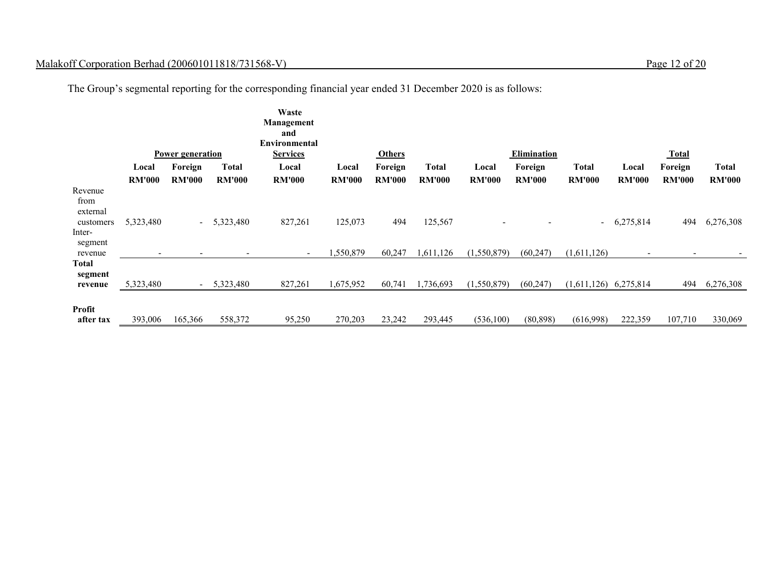The Group's segmental reporting for the corresponding financial year ended 31 December 2020 is as follows:

| | Power generation | | | Waste Management and Environmental Services | Others | | | Elimination | | | Total | | |
|---|---|---|---|---|---|---|---|---|---|---|---|---|---|
| | Local | Foreign | Total | Local | Local | Foreign | Total | Local | Foreign | Total | Local | Foreign | Total |
| | RM'000 | RM'000 | RM'000 | RM'000 | RM'000 | RM'000 | RM'000 | RM'000 | RM'000 | RM'000 | RM'000 | RM'000 | RM'000 |
| Revenue from external customers | 5,323,480 | - | 5,323,480 | 827,261 | 125,073 | 494 | 125,567 | - | - | - | 6,275,814 | 494 | 6,276,308 |
| Inter-segment revenue | - | - | - | - | 1,550,879 | 60,247 | 1,611,126 | (1,550,879) | (60,247) | (1,611,126) | - | - | - |
| **Total segment revenue** | 5,323,480 | - | 5,323,480 | 827,261 | 1,675,952 | 60,741 | 1,736,693 | (1,550,879) | (60,247) | (1,611,126) | 6,275,814 | 494 | 6,276,308 |
| **Profit after tax** | 393,006 | 165,366 | 558,372 | 95,250 | 270,203 | 23,242 | 293,445 | (536,100) | (80,898) | (616,998) | 222,359 | 107,710 | 330,069 |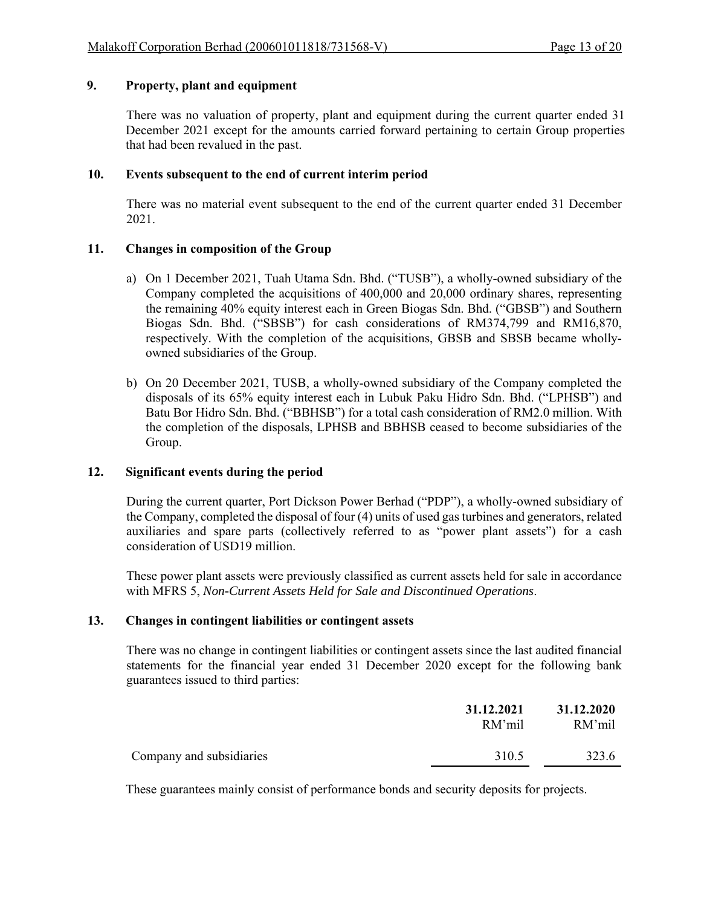## 9. Property, plant and equipment

There was no valuation of property, plant and equipment during the current quarter ended 31 December 2021 except for the amounts carried forward pertaining to certain Group properties that had been revalued in the past.

## 10. Events subsequent to the end of current interim period

There was no material event subsequent to the end of the current quarter ended 31 December 2021.

## 11. Changes in composition of the Group

a) On 1 December 2021, Tuah Utama Sdn. Bhd. ("TUSB"), a wholly-owned subsidiary of the Company completed the acquisitions of 400,000 and 20,000 ordinary shares, representing the remaining 40% equity interest each in Green Biogas Sdn. Bhd. ("GBSB") and Southern Biogas Sdn. Bhd. ("SBSB") for cash considerations of RM374,799 and RM16,870, respectively. With the completion of the acquisitions, GBSB and SBSB became wholly-owned subsidiaries of the Group.

b) On 20 December 2021, TUSB, a wholly-owned subsidiary of the Company completed the disposals of its 65% equity interest each in Lubuk Paku Hidro Sdn. Bhd. ("LPHSB") and Batu Bor Hidro Sdn. Bhd. ("BBHSB") for a total cash consideration of RM2.0 million. With the completion of the disposals, LPHSB and BBHSB ceased to become subsidiaries of the Group.

## 12. Significant events during the period

During the current quarter, Port Dickson Power Berhad ("PDP"), a wholly-owned subsidiary of the Company, completed the disposal of four (4) units of used gas turbines and generators, related auxiliaries and spare parts (collectively referred to as "power plant assets") for a cash consideration of USD19 million.

These power plant assets were previously classified as current assets held for sale in accordance with MFRS 5, *Non-Current Assets Held for Sale and Discontinued Operations*.

## 13. Changes in contingent liabilities or contingent assets

There was no change in contingent liabilities or contingent assets since the last audited financial statements for the financial year ended 31 December 2020 except for the following bank guarantees issued to third parties:

| | **31.12.2021** RM'mil | **31.12.2020** RM'mil |
|---|---|---|
| Company and subsidiaries | 310.5 | 323.6 |

These guarantees mainly consist of performance bonds and security deposits for projects.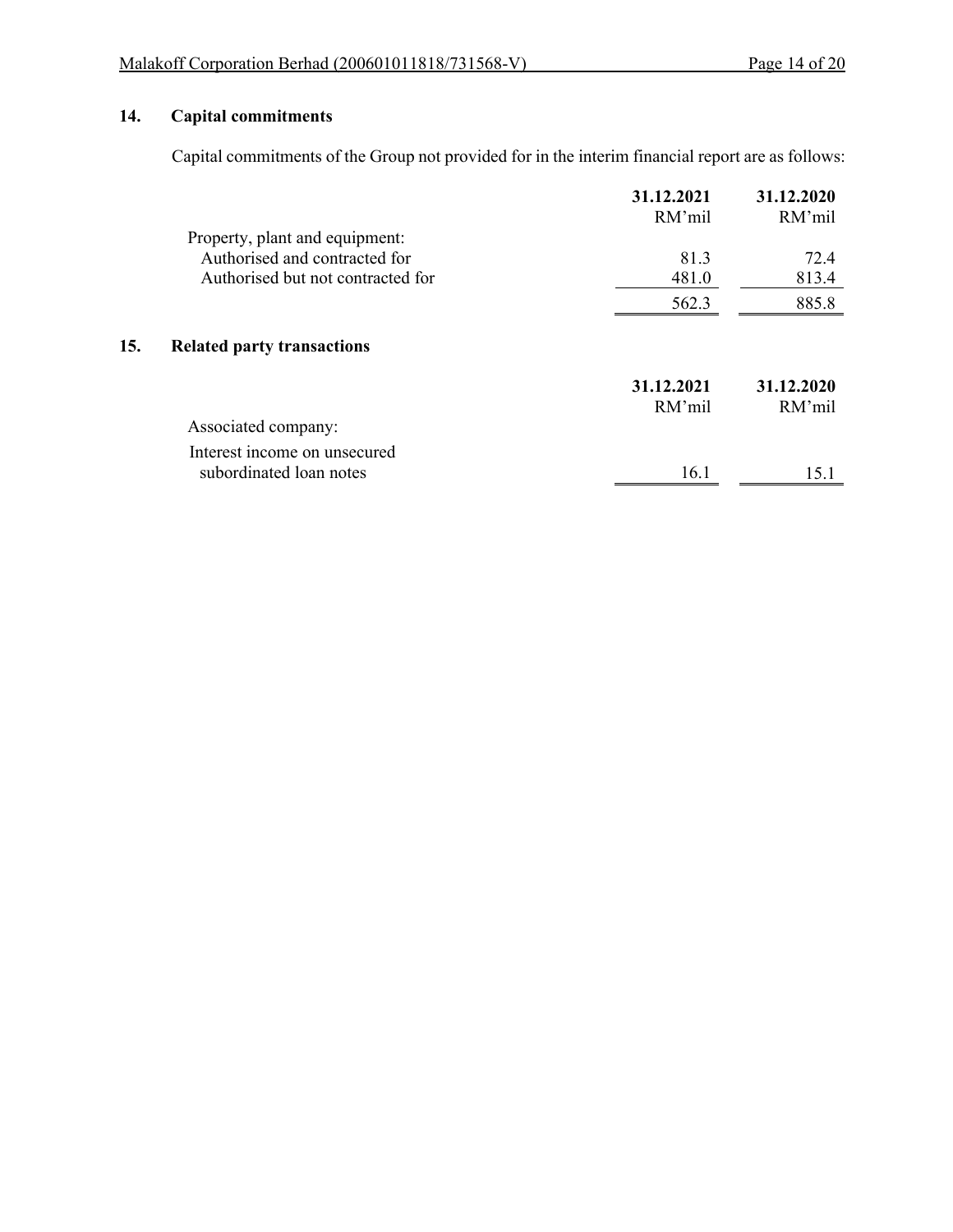## 14. Capital commitments

Capital commitments of the Group not provided for in the interim financial report are as follows:

| | 31.12.2021 | 31.12.2020 |
|---|---|---|
| | RM'mil | RM'mil |
| Property, plant and equipment: | | |
| Authorised and contracted for | 81.3 | 72.4 |
| Authorised but not contracted for | 481.0 | 813.4 |
| | 562.3 | 885.8 |

## 15. Related party transactions

| | 31.12.2021 | 31.12.2020 |
|---|---|---|
| | RM'mil | RM'mil |
| Associated company: | | |
| Interest income on unsecured subordinated loan notes | 16.1 | 15.1 |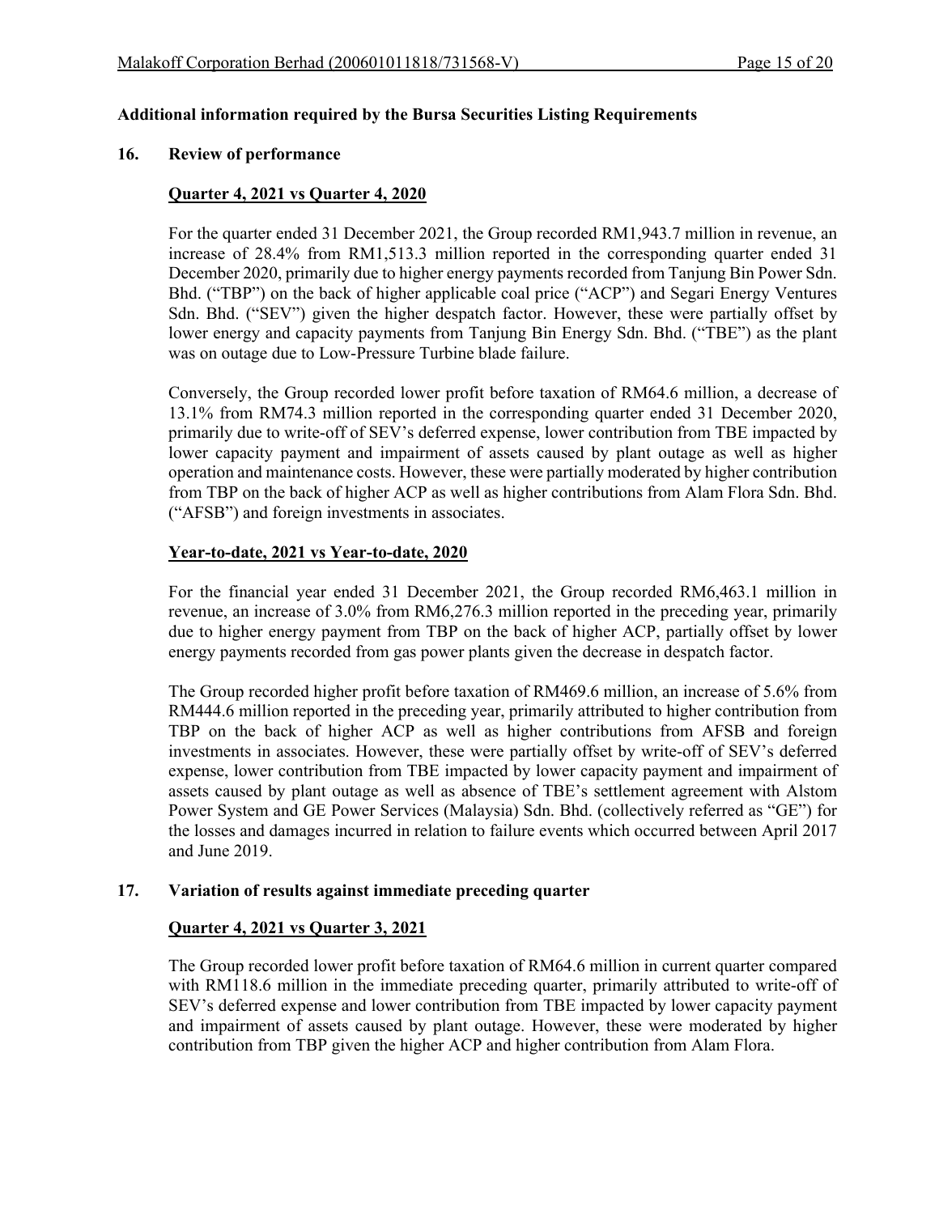**Additional information required by the Bursa Securities Listing Requirements**

## 16. Review of performance

### Quarter 4, 2021 vs Quarter 4, 2020

For the quarter ended 31 December 2021, the Group recorded RM1,943.7 million in revenue, an increase of 28.4% from RM1,513.3 million reported in the corresponding quarter ended 31 December 2020, primarily due to higher energy payments recorded from Tanjung Bin Power Sdn. Bhd. ("TBP") on the back of higher applicable coal price ("ACP") and Segari Energy Ventures Sdn. Bhd. ("SEV") given the higher despatch factor. However, these were partially offset by lower energy and capacity payments from Tanjung Bin Energy Sdn. Bhd. ("TBE") as the plant was on outage due to Low-Pressure Turbine blade failure.

Conversely, the Group recorded lower profit before taxation of RM64.6 million, a decrease of 13.1% from RM74.3 million reported in the corresponding quarter ended 31 December 2020, primarily due to write-off of SEV's deferred expense, lower contribution from TBE impacted by lower capacity payment and impairment of assets caused by plant outage as well as higher operation and maintenance costs. However, these were partially moderated by higher contribution from TBP on the back of higher ACP as well as higher contributions from Alam Flora Sdn. Bhd. ("AFSB") and foreign investments in associates.

### Year-to-date, 2021 vs Year-to-date, 2020

For the financial year ended 31 December 2021, the Group recorded RM6,463.1 million in revenue, an increase of 3.0% from RM6,276.3 million reported in the preceding year, primarily due to higher energy payment from TBP on the back of higher ACP, partially offset by lower energy payments recorded from gas power plants given the decrease in despatch factor.

The Group recorded higher profit before taxation of RM469.6 million, an increase of 5.6% from RM444.6 million reported in the preceding year, primarily attributed to higher contribution from TBP on the back of higher ACP as well as higher contributions from AFSB and foreign investments in associates. However, these were partially offset by write-off of SEV's deferred expense, lower contribution from TBE impacted by lower capacity payment and impairment of assets caused by plant outage as well as absence of TBE's settlement agreement with Alstom Power System and GE Power Services (Malaysia) Sdn. Bhd. (collectively referred as "GE") for the losses and damages incurred in relation to failure events which occurred between April 2017 and June 2019.

## 17. Variation of results against immediate preceding quarter

### Quarter 4, 2021 vs Quarter 3, 2021

The Group recorded lower profit before taxation of RM64.6 million in current quarter compared with RM118.6 million in the immediate preceding quarter, primarily attributed to write-off of SEV's deferred expense and lower contribution from TBE impacted by lower capacity payment and impairment of assets caused by plant outage. However, these were moderated by higher contribution from TBP given the higher ACP and higher contribution from Alam Flora.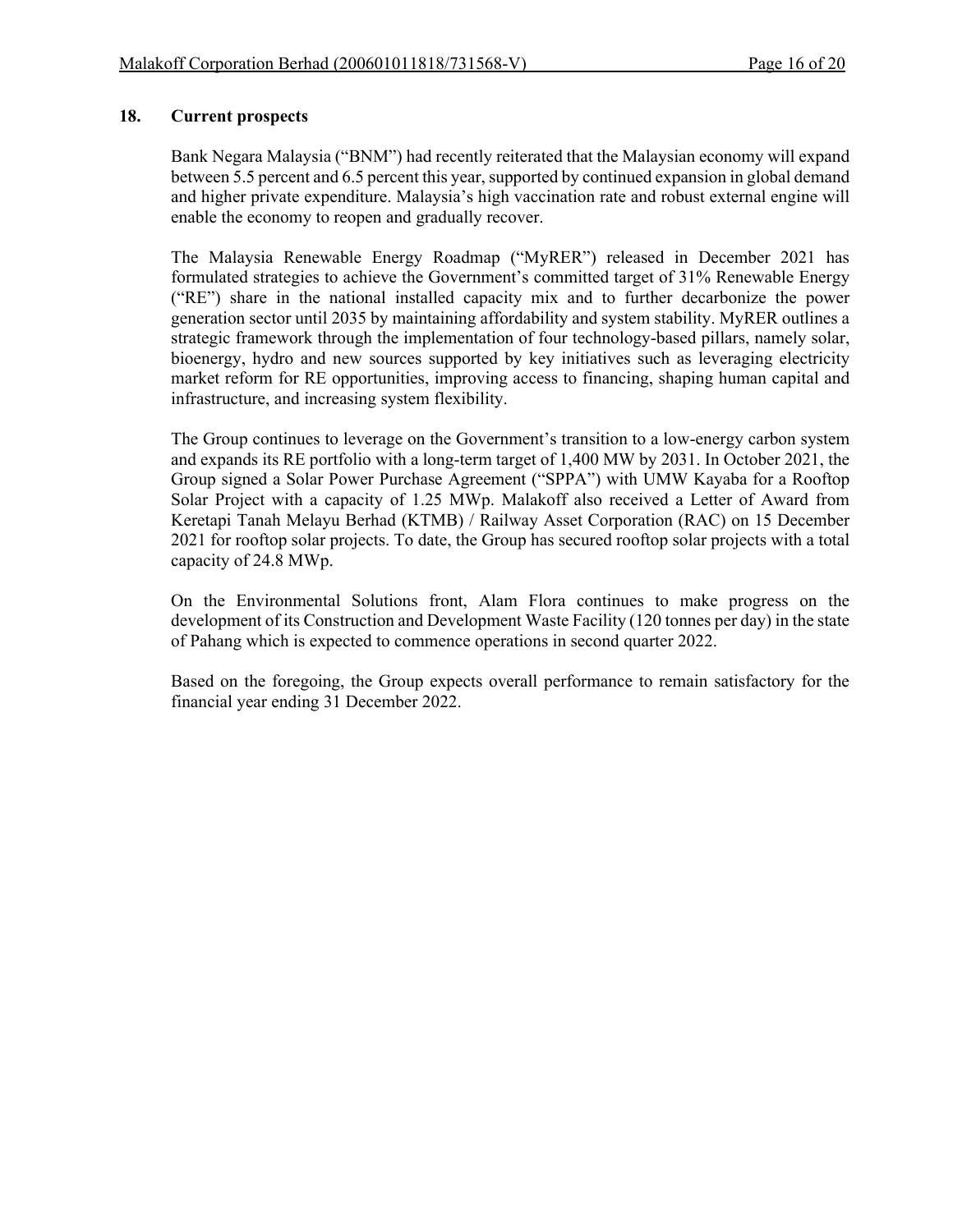## 18. Current prospects

Bank Negara Malaysia ("BNM") had recently reiterated that the Malaysian economy will expand between 5.5 percent and 6.5 percent this year, supported by continued expansion in global demand and higher private expenditure. Malaysia's high vaccination rate and robust external engine will enable the economy to reopen and gradually recover.

The Malaysia Renewable Energy Roadmap ("MyRER") released in December 2021 has formulated strategies to achieve the Government's committed target of 31% Renewable Energy ("RE") share in the national installed capacity mix and to further decarbonize the power generation sector until 2035 by maintaining affordability and system stability. MyRER outlines a strategic framework through the implementation of four technology-based pillars, namely solar, bioenergy, hydro and new sources supported by key initiatives such as leveraging electricity market reform for RE opportunities, improving access to financing, shaping human capital and infrastructure, and increasing system flexibility.

The Group continues to leverage on the Government's transition to a low-energy carbon system and expands its RE portfolio with a long-term target of 1,400 MW by 2031. In October 2021, the Group signed a Solar Power Purchase Agreement ("SPPA") with UMW Kayaba for a Rooftop Solar Project with a capacity of 1.25 MWp. Malakoff also received a Letter of Award from Keretapi Tanah Melayu Berhad (KTMB) / Railway Asset Corporation (RAC) on 15 December 2021 for rooftop solar projects. To date, the Group has secured rooftop solar projects with a total capacity of 24.8 MWp.

On the Environmental Solutions front, Alam Flora continues to make progress on the development of its Construction and Development Waste Facility (120 tonnes per day) in the state of Pahang which is expected to commence operations in second quarter 2022.

Based on the foregoing, the Group expects overall performance to remain satisfactory for the financial year ending 31 December 2022.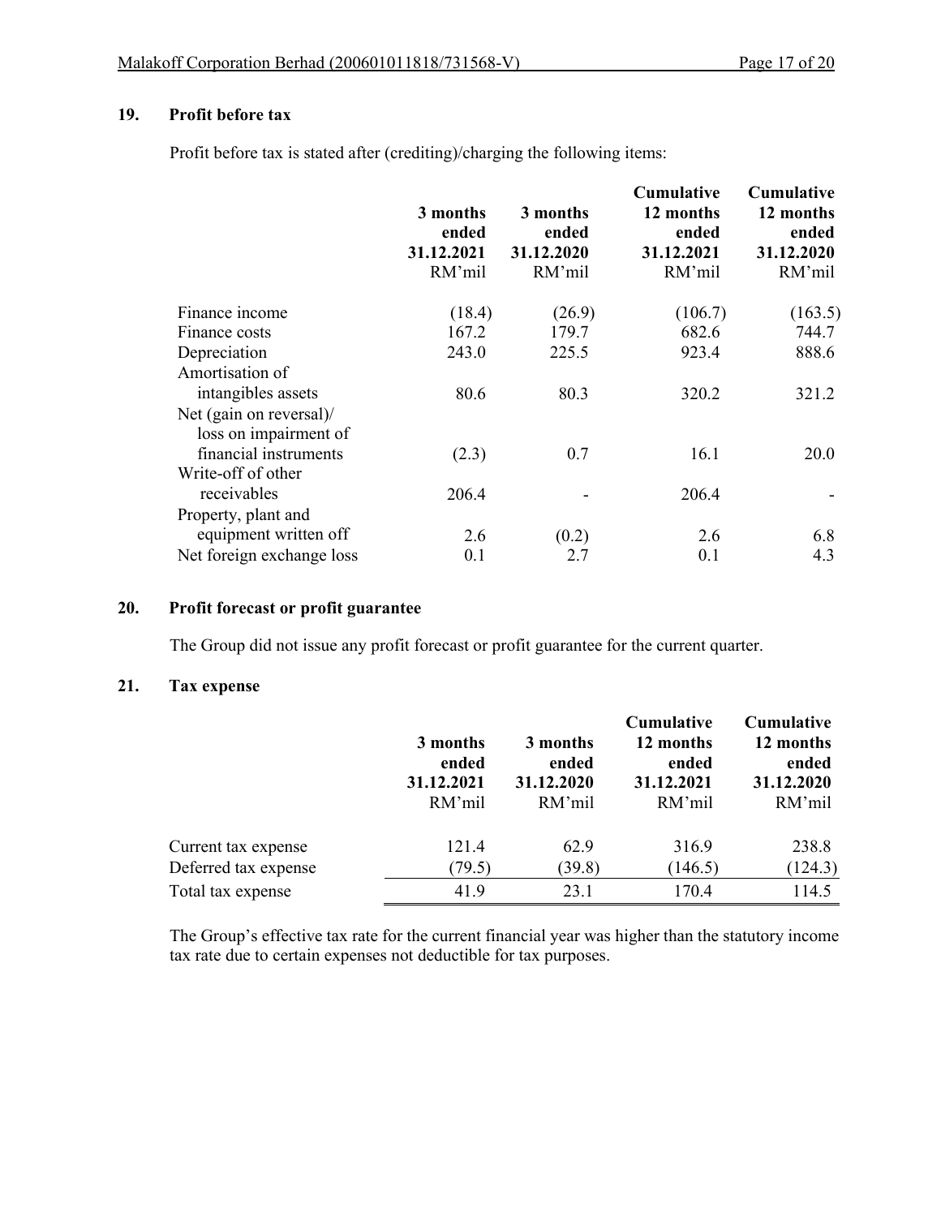## 19. Profit before tax

Profit before tax is stated after (crediting)/charging the following items:

| | 3 months ended 31.12.2021 RM'mil | 3 months ended 31.12.2020 RM'mil | Cumulative 12 months ended 31.12.2021 RM'mil | Cumulative 12 months ended 31.12.2020 RM'mil |
|---|---|---|---|---|
| Finance income | (18.4) | (26.9) | (106.7) | (163.5) |
| Finance costs | 167.2 | 179.7 | 682.6 | 744.7 |
| Depreciation | 243.0 | 225.5 | 923.4 | 888.6 |
| Amortisation of intangibles assets | 80.6 | 80.3 | 320.2 | 321.2 |
| Net (gain on reversal)/ loss on impairment of financial instruments | (2.3) | 0.7 | 16.1 | 20.0 |
| Write-off of other receivables | 206.4 | - | 206.4 | - |
| Property, plant and equipment written off | 2.6 | (0.2) | 2.6 | 6.8 |
| Net foreign exchange loss | 0.1 | 2.7 | 0.1 | 4.3 |

## 20. Profit forecast or profit guarantee

The Group did not issue any profit forecast or profit guarantee for the current quarter.

## 21. Tax expense

| | 3 months ended 31.12.2021 RM'mil | 3 months ended 31.12.2020 RM'mil | Cumulative 12 months ended 31.12.2021 RM'mil | Cumulative 12 months ended 31.12.2020 RM'mil |
|---|---|---|---|---|
| Current tax expense | 121.4 | 62.9 | 316.9 | 238.8 |
| Deferred tax expense | (79.5) | (39.8) | (146.5) | (124.3) |
| Total tax expense | 41.9 | 23.1 | 170.4 | 114.5 |

The Group's effective tax rate for the current financial year was higher than the statutory income tax rate due to certain expenses not deductible for tax purposes.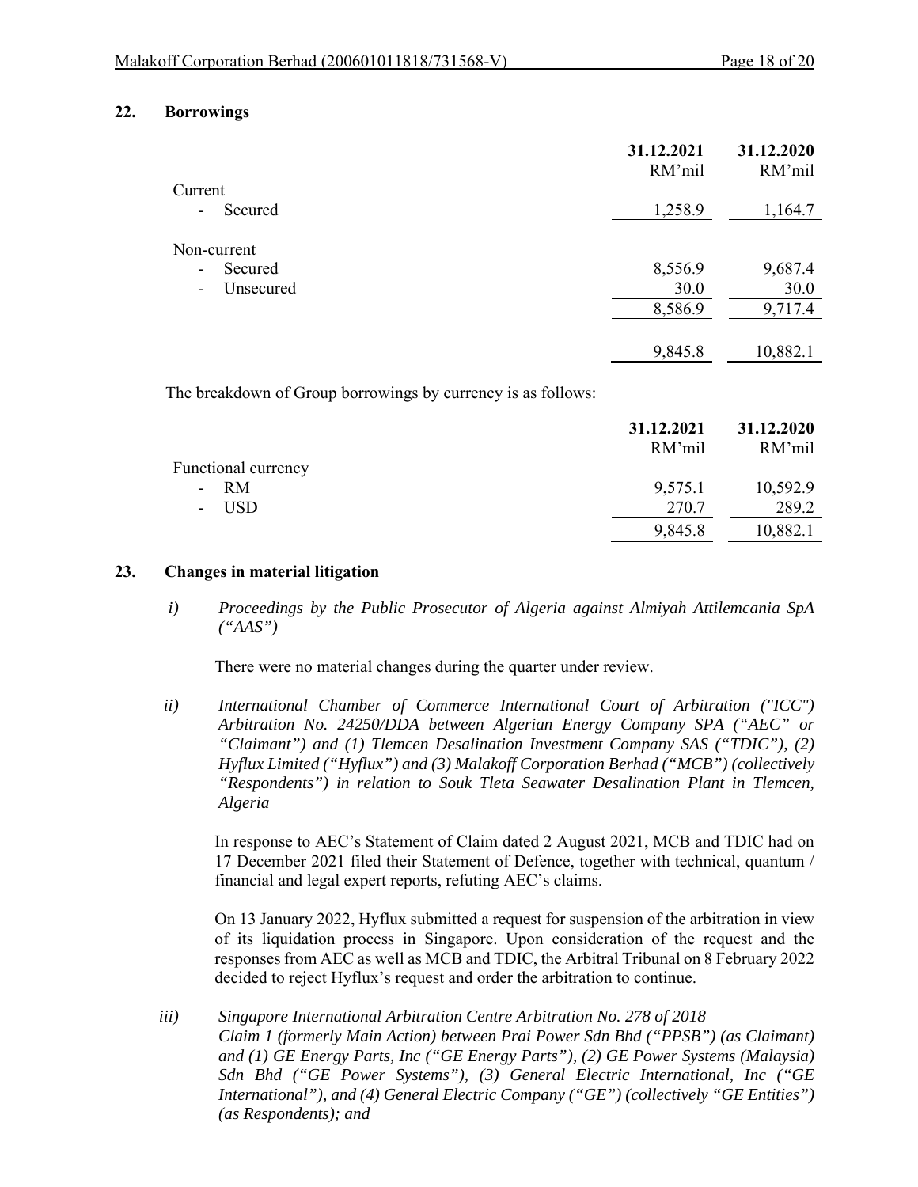## 22. Borrowings

| | 31.12.2021 RM'mil | 31.12.2020 RM'mil |
|---|---|---|
| Current | | |
| - Secured | 1,258.9 | 1,164.7 |
| Non-current | | |
| - Secured | 8,556.9 | 9,687.4 |
| - Unsecured | 30.0 | 30.0 |
| | 8,586.9 | 9,717.4 |
| | 9,845.8 | 10,882.1 |

The breakdown of Group borrowings by currency is as follows:

| | 31.12.2021 RM'mil | 31.12.2020 RM'mil |
|---|---|---|
| Functional currency | | |
| - RM | 9,575.1 | 10,592.9 |
| - USD | 270.7 | 289.2 |
| | 9,845.8 | 10,882.1 |

## 23. Changes in material litigation

*i) Proceedings by the Public Prosecutor of Algeria against Almiyah Attilemcania SpA ("AAS")*

There were no material changes during the quarter under review.

*ii) International Chamber of Commerce International Court of Arbitration ("ICC") Arbitration No. 24250/DDA between Algerian Energy Company SPA ("AEC" or "Claimant") and (1) Tlemcen Desalination Investment Company SAS ("TDIC"), (2) Hyflux Limited ("Hyflux") and (3) Malakoff Corporation Berhad ("MCB") (collectively "Respondents") in relation to Souk Tleta Seawater Desalination Plant in Tlemcen, Algeria*

In response to AEC's Statement of Claim dated 2 August 2021, MCB and TDIC had on 17 December 2021 filed their Statement of Defence, together with technical, quantum / financial and legal expert reports, refuting AEC's claims.

On 13 January 2022, Hyflux submitted a request for suspension of the arbitration in view of its liquidation process in Singapore. Upon consideration of the request and the responses from AEC as well as MCB and TDIC, the Arbitral Tribunal on 8 February 2022 decided to reject Hyflux's request and order the arbitration to continue.

*iii) Singapore International Arbitration Centre Arbitration No. 278 of 2018*
*Claim 1 (formerly Main Action) between Prai Power Sdn Bhd ("PPSB") (as Claimant) and (1) GE Energy Parts, Inc ("GE Energy Parts"), (2) GE Power Systems (Malaysia) Sdn Bhd ("GE Power Systems"), (3) General Electric International, Inc ("GE International"), and (4) General Electric Company ("GE") (collectively "GE Entities") (as Respondents); and*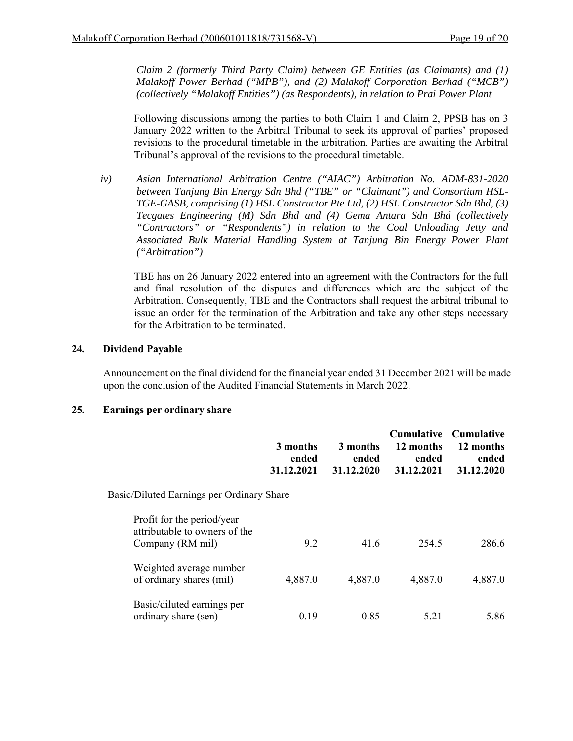*Claim 2 (formerly Third Party Claim) between GE Entities (as Claimants) and (1) Malakoff Power Berhad ("MPB"), and (2) Malakoff Corporation Berhad ("MCB") (collectively "Malakoff Entities") (as Respondents), in relation to Prai Power Plant*

Following discussions among the parties to both Claim 1 and Claim 2, PPSB has on 3 January 2022 written to the Arbitral Tribunal to seek its approval of parties' proposed revisions to the procedural timetable in the arbitration. Parties are awaiting the Arbitral Tribunal's approval of the revisions to the procedural timetable.

iv) *Asian International Arbitration Centre ("AIAC") Arbitration No. ADM-831-2020 between Tanjung Bin Energy Sdn Bhd ("TBE" or "Claimant") and Consortium HSL-TGE-GASB, comprising (1) HSL Constructor Pte Ltd, (2) HSL Constructor Sdn Bhd, (3) Tecgates Engineering (M) Sdn Bhd and (4) Gema Antara Sdn Bhd (collectively "Contractors" or "Respondents") in relation to the Coal Unloading Jetty and Associated Bulk Material Handling System at Tanjung Bin Energy Power Plant ("Arbitration")*

TBE has on 26 January 2022 entered into an agreement with the Contractors for the full and final resolution of the disputes and differences which are the subject of the Arbitration. Consequently, TBE and the Contractors shall request the arbitral tribunal to issue an order for the termination of the Arbitration and take any other steps necessary for the Arbitration to be terminated.

## 24. Dividend Payable

Announcement on the final dividend for the financial year ended 31 December 2021 will be made upon the conclusion of the Audited Financial Statements in March 2022.

## 25. Earnings per ordinary share

| | 3 months ended 31.12.2021 | 3 months ended 31.12.2020 | Cumulative 12 months ended 31.12.2021 | Cumulative 12 months ended 31.12.2020 |
|---|---|---|---|---|
| Basic/Diluted Earnings per Ordinary Share | | | | |
| Profit for the period/year attributable to owners of the Company (RM mil) | 9.2 | 41.6 | 254.5 | 286.6 |
| Weighted average number of ordinary shares (mil) | 4,887.0 | 4,887.0 | 4,887.0 | 4,887.0 |
| Basic/diluted earnings per ordinary share (sen) | 0.19 | 0.85 | 5.21 | 5.86 |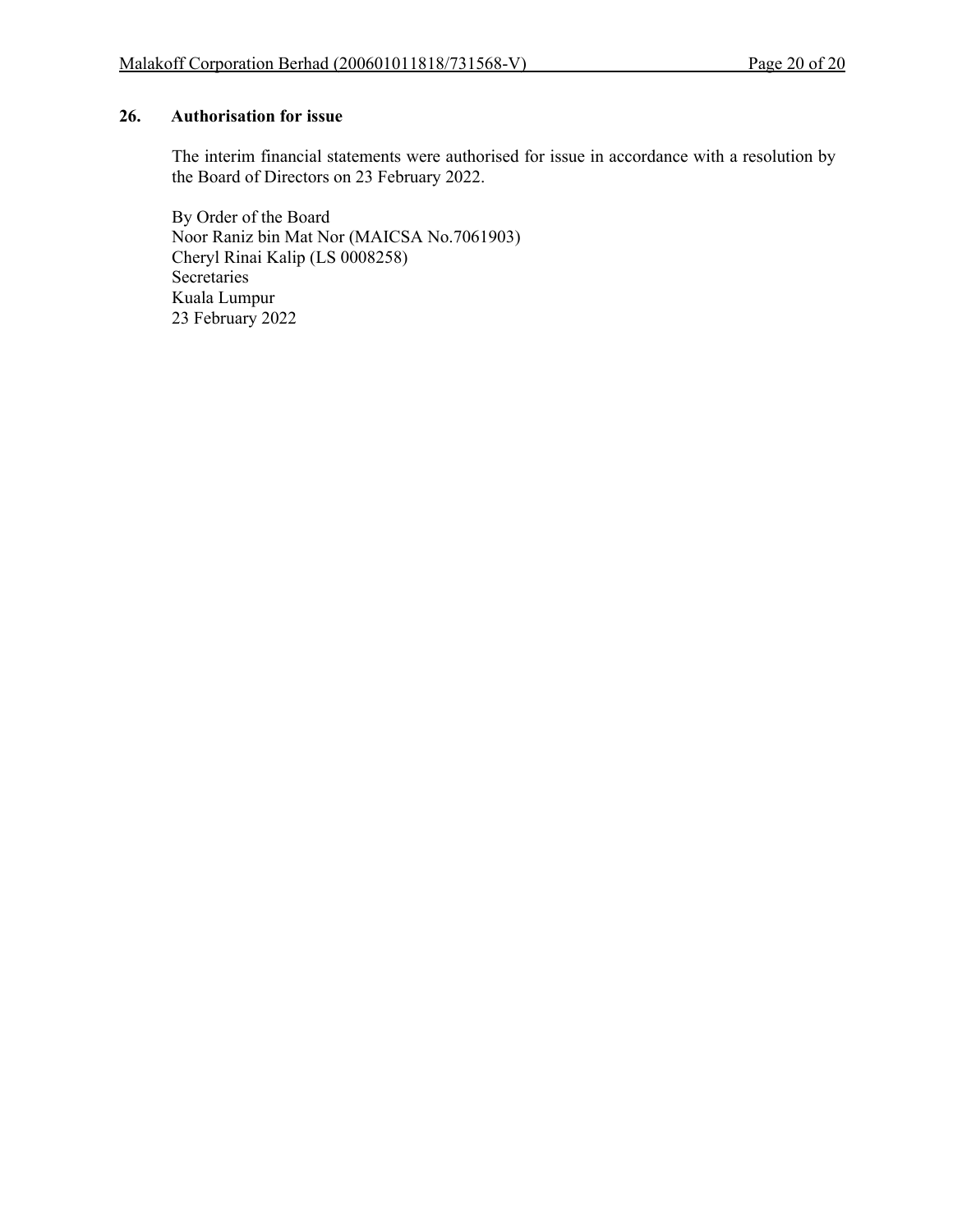## 26. Authorisation for issue

The interim financial statements were authorised for issue in accordance with a resolution by the Board of Directors on 23 February 2022.

By Order of the Board
Noor Raniz bin Mat Nor (MAICSA No.7061903)
Cheryl Rinai Kalip (LS 0008258)
Secretaries
Kuala Lumpur
23 February 2022